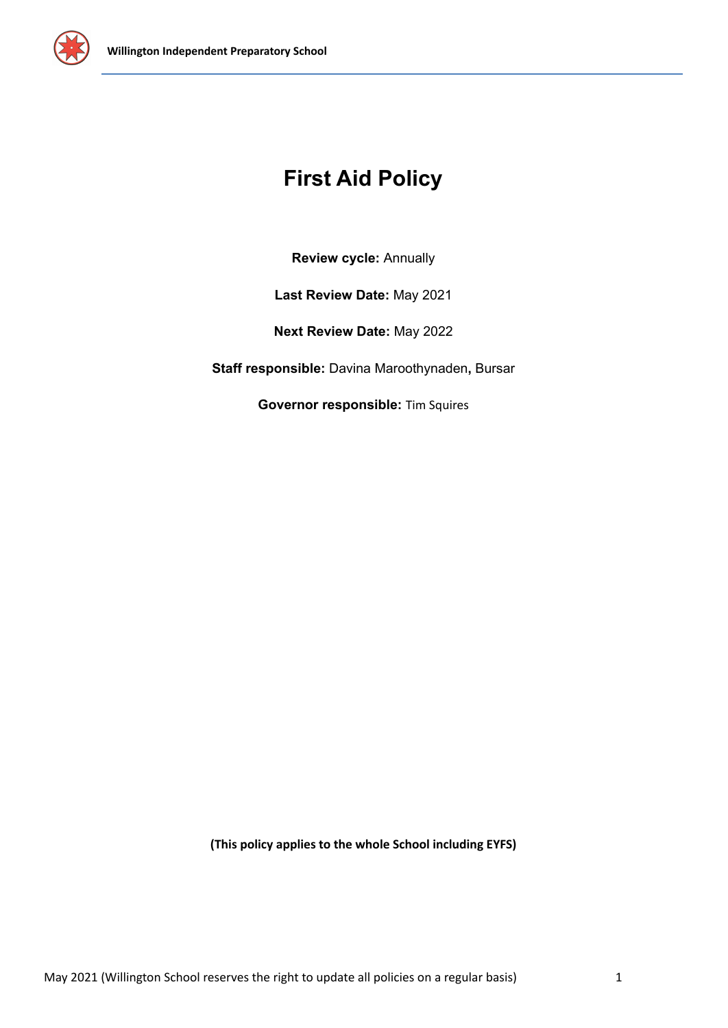# First Aid Policy

**Review cycle:** Annually

**Last Review Date:** May 2021

**Next Review Date:** May 2022

**Staff responsible:** Davina Maroothynaden, Bursar

**Governor responsible:** Tim Squires

**(This policy applies to the whole School including EYFS)**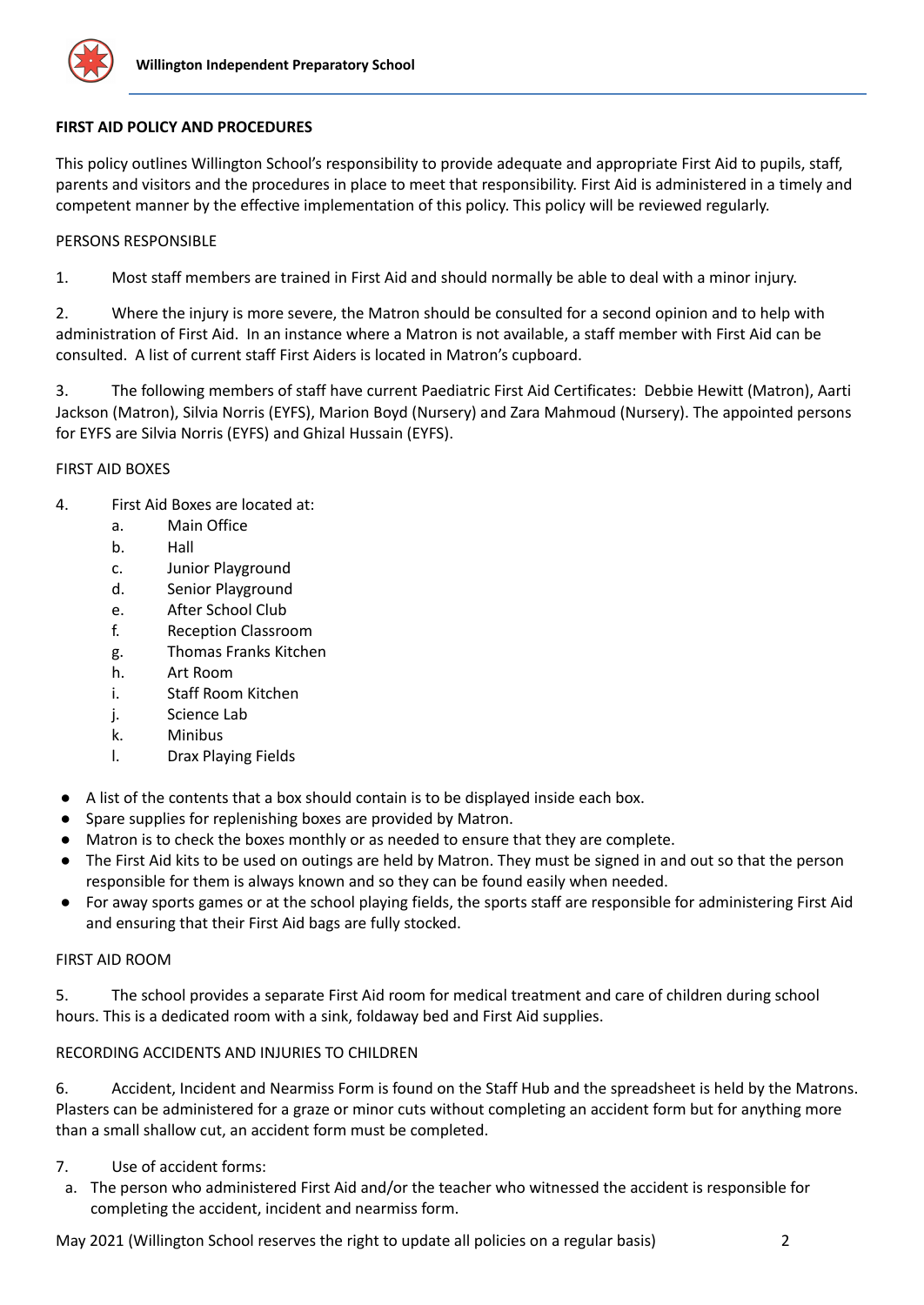**FIRST AID POLICY AND PROCEDURES**

This policy outlines Willington School's responsibility to provide adequate and appropriate First Aid to pupils, staff, parents and visitors and the procedures in place to meet that responsibility. First Aid is administered in a timely and competent manner by the effective implementation of this policy. This policy will be reviewed regularly.

PERSONS RESPONSIBLE

1. Most staff members are trained in First Aid and should normally be able to deal with a minor injury.

2. Where the injury is more severe, the Matron should be consulted for a second opinion and to help with administration of First Aid. In an instance where a Matron is not available, a staff member with First Aid can be consulted. A list of current staff First Aiders is located in Matron's cupboard.

3. The following members of staff have current Paediatric First Aid Certificates: Debbie Hewitt (Matron), Aarti Jackson (Matron), Silvia Norris (EYFS), Marion Boyd (Nursery) and Zara Mahmoud (Nursery). The appointed persons for EYFS are Silvia Norris (EYFS) and Ghizal Hussain (EYFS).

FIRST AID BOXES

4. First Aid Boxes are located at:
   a. Main Office
   b. Hall
   c. Junior Playground
   d. Senior Playground
   e. After School Club
   f. Reception Classroom
   g. Thomas Franks Kitchen
   h. Art Room
   i. Staff Room Kitchen
   j. Science Lab
   k. Minibus
   l. Drax Playing Fields

- A list of the contents that a box should contain is to be displayed inside each box.
- Spare supplies for replenishing boxes are provided by Matron.
- Matron is to check the boxes monthly or as needed to ensure that they are complete.
- The First Aid kits to be used on outings are held by Matron. They must be signed in and out so that the person responsible for them is always known and so they can be found easily when needed.
- For away sports games or at the school playing fields, the sports staff are responsible for administering First Aid and ensuring that their First Aid bags are fully stocked.

FIRST AID ROOM

5. The school provides a separate First Aid room for medical treatment and care of children during school hours. This is a dedicated room with a sink, foldaway bed and First Aid supplies.

RECORDING ACCIDENTS AND INJURIES TO CHILDREN

6. Accident, Incident and Nearmiss Form is found on the Staff Hub and the spreadsheet is held by the Matrons. Plasters can be administered for a graze or minor cuts without completing an accident form but for anything more than a small shallow cut, an accident form must be completed.

7. Use of accident forms:
   a. The person who administered First Aid and/or the teacher who witnessed the accident is responsible for completing the accident, incident and nearmiss form.

May 2021 (Willington School reserves the right to update all policies on a regular basis)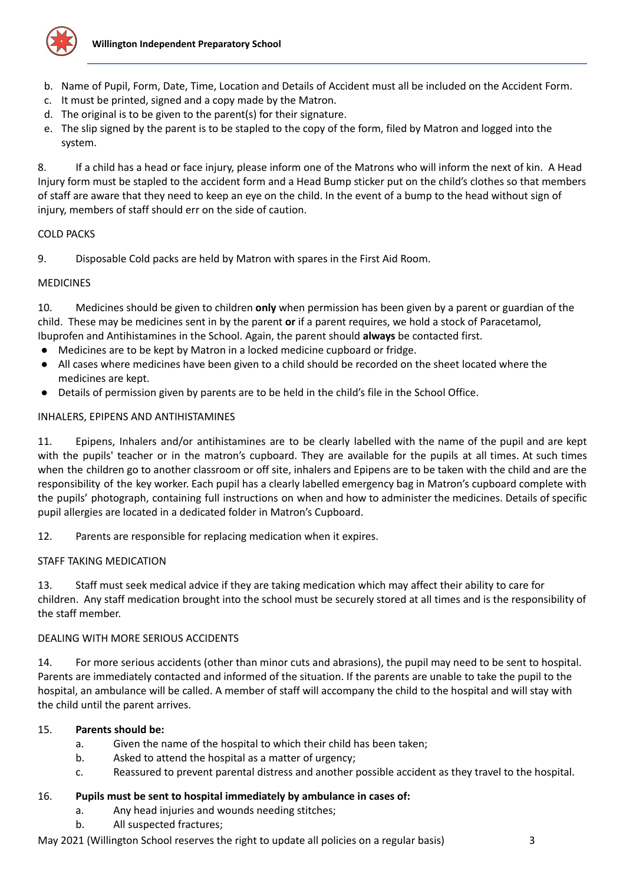b. Name of Pupil, Form, Date, Time, Location and Details of Accident must all be included on the Accident Form.
c. It must be printed, signed and a copy made by the Matron.
d. The original is to be given to the parent(s) for their signature.
e. The slip signed by the parent is to be stapled to the copy of the form, filed by Matron and logged into the system.

8. If a child has a head or face injury, please inform one of the Matrons who will inform the next of kin. A Head Injury form must be stapled to the accident form and a Head Bump sticker put on the child's clothes so that members of staff are aware that they need to keep an eye on the child. In the event of a bump to the head without sign of injury, members of staff should err on the side of caution.

COLD PACKS

9. Disposable Cold packs are held by Matron with spares in the First Aid Room.

MEDICINES

10. Medicines should be given to children **only** when permission has been given by a parent or guardian of the child. These may be medicines sent in by the parent **or** if a parent requires, we hold a stock of Paracetamol, Ibuprofen and Antihistamines in the School. Again, the parent should **always** be contacted first.

- Medicines are to be kept by Matron in a locked medicine cupboard or fridge.
- All cases where medicines have been given to a child should be recorded on the sheet located where the medicines are kept.
- Details of permission given by parents are to be held in the child's file in the School Office.

INHALERS, EPIPENS AND ANTIHISTAMINES

11. Epipens, Inhalers and/or antihistamines are to be clearly labelled with the name of the pupil and are kept with the pupils' teacher or in the matron's cupboard. They are available for the pupils at all times. At such times when the children go to another classroom or off site, inhalers and Epipens are to be taken with the child and are the responsibility of the key worker. Each pupil has a clearly labelled emergency bag in Matron's cupboard complete with the pupils' photograph, containing full instructions on when and how to administer the medicines. Details of specific pupil allergies are located in a dedicated folder in Matron's Cupboard.

12. Parents are responsible for replacing medication when it expires.

STAFF TAKING MEDICATION

13. Staff must seek medical advice if they are taking medication which may affect their ability to care for children. Any staff medication brought into the school must be securely stored at all times and is the responsibility of the staff member.

DEALING WITH MORE SERIOUS ACCIDENTS

14. For more serious accidents (other than minor cuts and abrasions), the pupil may need to be sent to hospital. Parents are immediately contacted and informed of the situation. If the parents are unable to take the pupil to the hospital, an ambulance will be called. A member of staff will accompany the child to the hospital and will stay with the child until the parent arrives.

15. **Parents should be:**
    a. Given the name of the hospital to which their child has been taken;
    b. Asked to attend the hospital as a matter of urgency;
    c. Reassured to prevent parental distress and another possible accident as they travel to the hospital.

16. **Pupils must be sent to hospital immediately by ambulance in cases of:**
    a. Any head injuries and wounds needing stitches;
    b. All suspected fractures;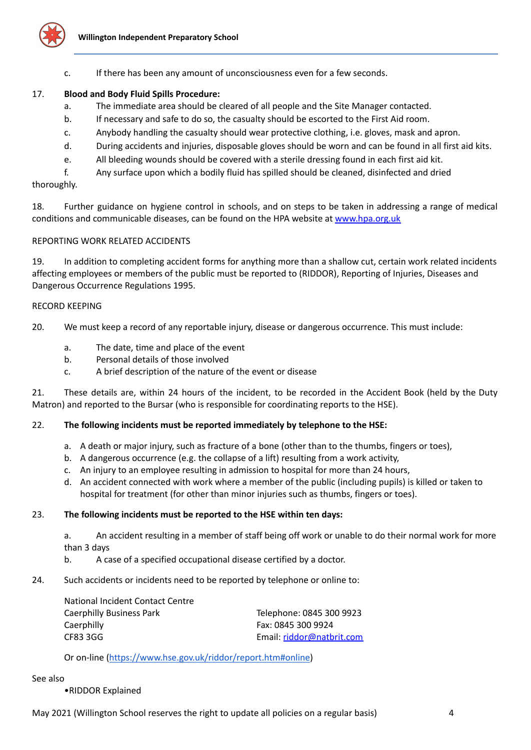c. If there has been any amount of unconsciousness even for a few seconds.

17. **Blood and Body Fluid Spills Procedure:**

a. The immediate area should be cleared of all people and the Site Manager contacted.
b. If necessary and safe to do so, the casualty should be escorted to the First Aid room.
c. Anybody handling the casualty should wear protective clothing, i.e. gloves, mask and apron.
d. During accidents and injuries, disposable gloves should be worn and can be found in all first aid kits.
e. All bleeding wounds should be covered with a sterile dressing found in each first aid kit.
f. Any surface upon which a bodily fluid has spilled should be cleaned, disinfected and dried thoroughly.

18. Further guidance on hygiene control in schools, and on steps to be taken in addressing a range of medical conditions and communicable diseases, can be found on the HPA website at [www.hpa.org.uk](http://www.hpa.org.uk)

REPORTING WORK RELATED ACCIDENTS

19. In addition to completing accident forms for anything more than a shallow cut, certain work related incidents affecting employees or members of the public must be reported to (RIDDOR), Reporting of Injuries, Diseases and Dangerous Occurrence Regulations 1995.

RECORD KEEPING

20. We must keep a record of any reportable injury, disease or dangerous occurrence. This must include:

a. The date, time and place of the event
b. Personal details of those involved
c. A brief description of the nature of the event or disease

21. These details are, within 24 hours of the incident, to be recorded in the Accident Book (held by the Duty Matron) and reported to the Bursar (who is responsible for coordinating reports to the HSE).

22. **The following incidents must be reported immediately by telephone to the HSE:**

a. A death or major injury, such as fracture of a bone (other than to the thumbs, fingers or toes),
b. A dangerous occurrence (e.g. the collapse of a lift) resulting from a work activity,
c. An injury to an employee resulting in admission to hospital for more than 24 hours,
d. An accident connected with work where a member of the public (including pupils) is killed or taken to hospital for treatment (for other than minor injuries such as thumbs, fingers or toes).

23. **The following incidents must be reported to the HSE within ten days:**

a. An accident resulting in a member of staff being off work or unable to do their normal work for more than 3 days
b. A case of a specified occupational disease certified by a doctor.

24. Such accidents or incidents need to be reported by telephone or online to:

National Incident Contact Centre
Caerphilly Business Park
Caerphilly
CF83 3GG

Telephone: 0845 300 9923
Fax: 0845 300 9924
Email: [riddor@natbrit.com](mailto:riddor@natbrit.com)

Or on-line ([https://www.hse.gov.uk/riddor/report.htm#online](https://www.hse.gov.uk/riddor/report.htm#online))

See also

- RIDDOR Explained

May 2021 (Willington School reserves the right to update all policies on a regular basis)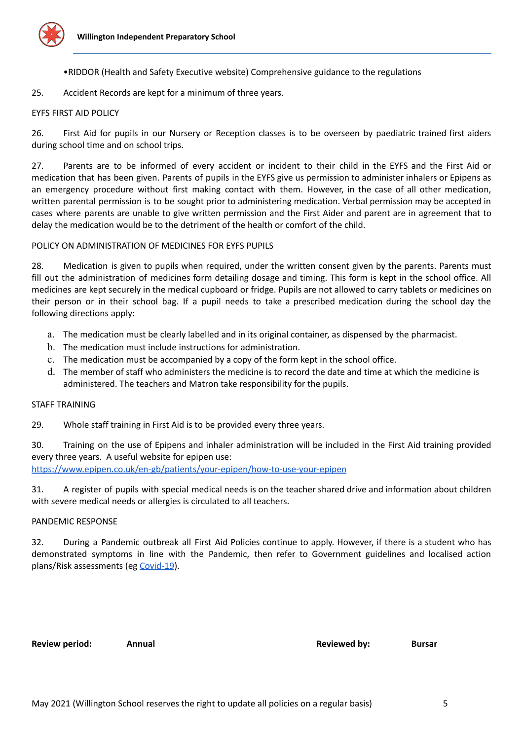•RIDDOR (Health and Safety Executive website) Comprehensive guidance to the regulations

25. Accident Records are kept for a minimum of three years.

EYFS FIRST AID POLICY

26. First Aid for pupils in our Nursery or Reception classes is to be overseen by paediatric trained first aiders during school time and on school trips.

27. Parents are to be informed of every accident or incident to their child in the EYFS and the First Aid or medication that has been given. Parents of pupils in the EYFS give us permission to administer inhalers or Epipens as an emergency procedure without first making contact with them. However, in the case of all other medication, written parental permission is to be sought prior to administering medication. Verbal permission may be accepted in cases where parents are unable to give written permission and the First Aider and parent are in agreement that to delay the medication would be to the detriment of the health or comfort of the child.

POLICY ON ADMINISTRATION OF MEDICINES FOR EYFS PUPILS

28. Medication is given to pupils when required, under the written consent given by the parents. Parents must fill out the administration of medicines form detailing dosage and timing. This form is kept in the school office. All medicines are kept securely in the medical cupboard or fridge. Pupils are not allowed to carry tablets or medicines on their person or in their school bag. If a pupil needs to take a prescribed medication during the school day the following directions apply:

a. The medication must be clearly labelled and in its original container, as dispensed by the pharmacist.
b. The medication must include instructions for administration.
c. The medication must be accompanied by a copy of the form kept in the school office.
d. The member of staff who administers the medicine is to record the date and time at which the medicine is administered. The teachers and Matron take responsibility for the pupils.

STAFF TRAINING

29. Whole staff training in First Aid is to be provided every three years.

30. Training on the use of Epipens and inhaler administration will be included in the First Aid training provided every three years. A useful website for epipen use:
https://www.epipen.co.uk/en-gb/patients/your-epipen/how-to-use-your-epipen

31. A register of pupils with special medical needs is on the teacher shared drive and information about children with severe medical needs or allergies is circulated to all teachers.

PANDEMIC RESPONSE

32. During a Pandemic outbreak all First Aid Policies continue to apply. However, if there is a student who has demonstrated symptoms in line with the Pandemic, then refer to Government guidelines and localised action plans/Risk assessments (eg Covid-19).

**Review period:** **Annual** **Reviewed by:** **Bursar**

May 2021 (Willington School reserves the right to update all policies on a regular basis)